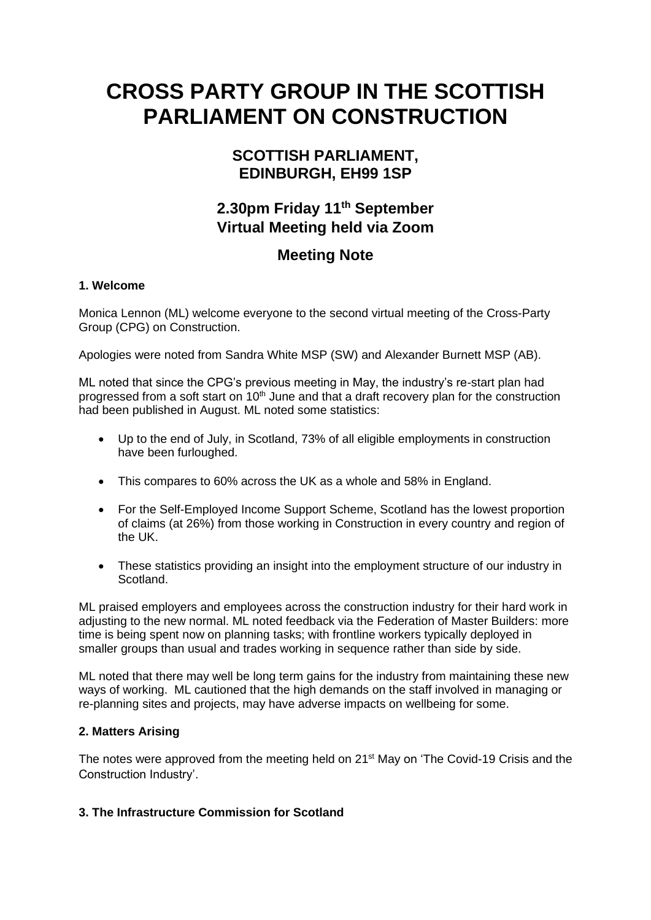# CROSS PARTY GROUP IN THE SCOTTISH PARLIAMENT ON CONSTRUCTION

## SCOTTISH PARLIAMENT, EDINBURGH, EH99 1SP

## 2.30pm Friday 11th September Virtual Meeting held via Zoom

## Meeting Note

### 1. Welcome

Monica Lennon (ML) welcome everyone to the second virtual meeting of the Cross-Party Group (CPG) on Construction.

Apologies were noted from Sandra White MSP (SW) and Alexander Burnett MSP (AB).

ML noted that since the CPG's previous meeting in May, the industry's re-start plan had progressed from a soft start on 10th June and that a draft recovery plan for the construction had been published in August. ML noted some statistics:

- Up to the end of July, in Scotland, 73% of all eligible employments in construction have been furloughed.
- This compares to 60% across the UK as a whole and 58% in England.
- For the Self-Employed Income Support Scheme, Scotland has the lowest proportion of claims (at 26%) from those working in Construction in every country and region of the UK.
- These statistics providing an insight into the employment structure of our industry in Scotland.

ML praised employers and employees across the construction industry for their hard work in adjusting to the new normal. ML noted feedback via the Federation of Master Builders: more time is being spent now on planning tasks; with frontline workers typically deployed in smaller groups than usual and trades working in sequence rather than side by side.

ML noted that there may well be long term gains for the industry from maintaining these new ways of working. ML cautioned that the high demands on the staff involved in managing or re-planning sites and projects, may have adverse impacts on wellbeing for some.

### 2. Matters Arising

The notes were approved from the meeting held on 21st May on 'The Covid-19 Crisis and the Construction Industry'.

### 3. The Infrastructure Commission for Scotland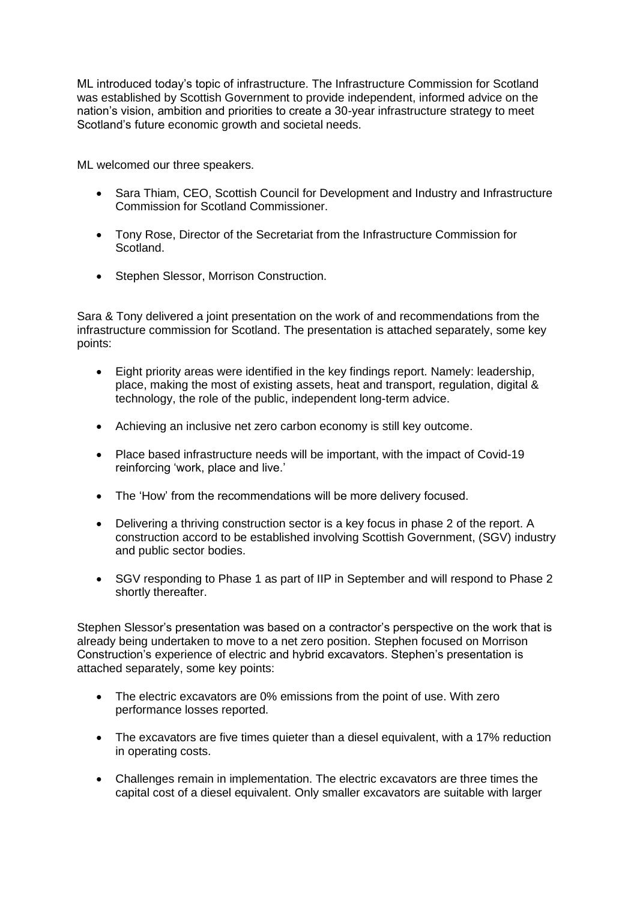ML introduced today's topic of infrastructure. The Infrastructure Commission for Scotland was established by Scottish Government to provide independent, informed advice on the nation's vision, ambition and priorities to create a 30-year infrastructure strategy to meet Scotland's future economic growth and societal needs.

ML welcomed our three speakers.

- Sara Thiam, CEO, Scottish Council for Development and Industry and Infrastructure Commission for Scotland Commissioner.
- Tony Rose, Director of the Secretariat from the Infrastructure Commission for Scotland.
- Stephen Slessor, Morrison Construction.

Sara & Tony delivered a joint presentation on the work of and recommendations from the infrastructure commission for Scotland. The presentation is attached separately, some key points:

- Eight priority areas were identified in the key findings report. Namely: leadership, place, making the most of existing assets, heat and transport, regulation, digital & technology, the role of the public, independent long-term advice.
- Achieving an inclusive net zero carbon economy is still key outcome.
- Place based infrastructure needs will be important, with the impact of Covid-19 reinforcing 'work, place and live.'
- The 'How' from the recommendations will be more delivery focused.
- Delivering a thriving construction sector is a key focus in phase 2 of the report. A construction accord to be established involving Scottish Government, (SGV) industry and public sector bodies.
- SGV responding to Phase 1 as part of IIP in September and will respond to Phase 2 shortly thereafter.

Stephen Slessor's presentation was based on a contractor's perspective on the work that is already being undertaken to move to a net zero position. Stephen focused on Morrison Construction's experience of electric and hybrid excavators. Stephen's presentation is attached separately, some key points:

- The electric excavators are 0% emissions from the point of use. With zero performance losses reported.
- The excavators are five times quieter than a diesel equivalent, with a 17% reduction in operating costs.
- Challenges remain in implementation. The electric excavators are three times the capital cost of a diesel equivalent. Only smaller excavators are suitable with larger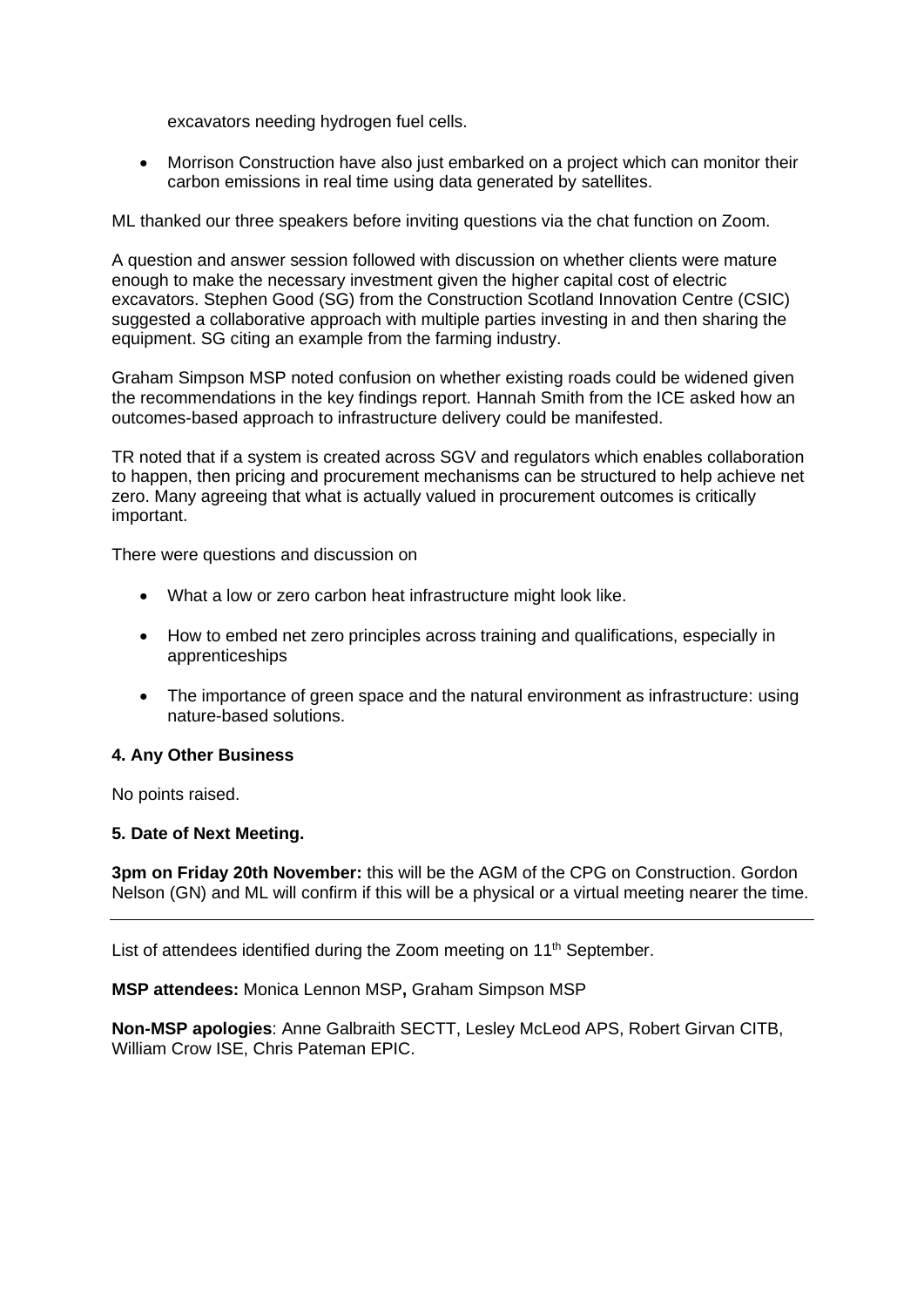excavators needing hydrogen fuel cells.

- Morrison Construction have also just embarked on a project which can monitor their carbon emissions in real time using data generated by satellites.

ML thanked our three speakers before inviting questions via the chat function on Zoom.

A question and answer session followed with discussion on whether clients were mature enough to make the necessary investment given the higher capital cost of electric excavators. Stephen Good (SG) from the Construction Scotland Innovation Centre (CSIC) suggested a collaborative approach with multiple parties investing in and then sharing the equipment. SG citing an example from the farming industry.

Graham Simpson MSP noted confusion on whether existing roads could be widened given the recommendations in the key findings report. Hannah Smith from the ICE asked how an outcomes-based approach to infrastructure delivery could be manifested.

TR noted that if a system is created across SGV and regulators which enables collaboration to happen, then pricing and procurement mechanisms can be structured to help achieve net zero. Many agreeing that what is actually valued in procurement outcomes is critically important.

There were questions and discussion on

- What a low or zero carbon heat infrastructure might look like.
- How to embed net zero principles across training and qualifications, especially in apprenticeships
- The importance of green space and the natural environment as infrastructure: using nature-based solutions.

**4. Any Other Business**

No points raised.

**5. Date of Next Meeting.**

**3pm on Friday 20th November:** this will be the AGM of the CPG on Construction. Gordon Nelson (GN) and ML will confirm if this will be a physical or a virtual meeting nearer the time.

---

List of attendees identified during the Zoom meeting on 11th September.

**MSP attendees:** Monica Lennon MSP**,** Graham Simpson MSP

**Non-MSP apologies**: Anne Galbraith SECTT, Lesley McLeod APS, Robert Girvan CITB, William Crow ISE, Chris Pateman EPIC.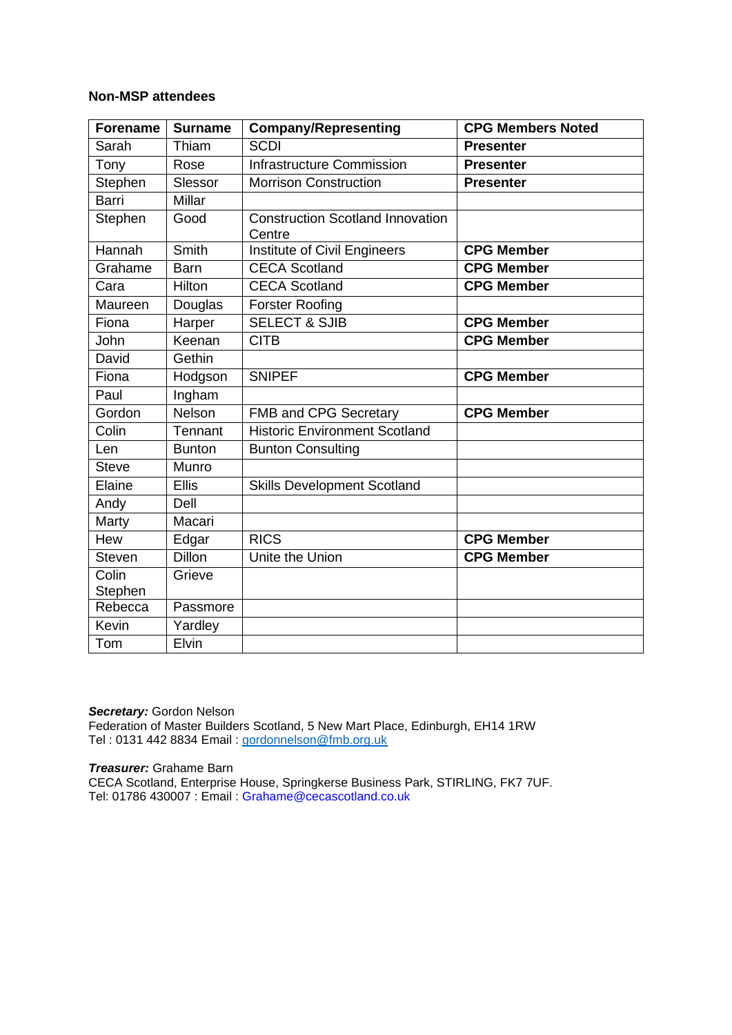**Non-MSP attendees**

| Forename | Surname | Company/Representing | CPG Members Noted |
|---|---|---|---|
| Sarah | Thiam | SCDI | **Presenter** |
| Tony | Rose | Infrastructure Commission | **Presenter** |
| Stephen | Slessor | Morrison Construction | **Presenter** |
| Barri | Millar | | |
| Stephen | Good | Construction Scotland Innovation Centre | |
| Hannah | Smith | Institute of Civil Engineers | **CPG Member** |
| Grahame | Barn | CECA Scotland | **CPG Member** |
| Cara | Hilton | CECA Scotland | **CPG Member** |
| Maureen | Douglas | Forster Roofing | |
| Fiona | Harper | SELECT & SJIB | **CPG Member** |
| John | Keenan | CITB | **CPG Member** |
| David | Gethin | | |
| Fiona | Hodgson | SNIPEF | **CPG Member** |
| Paul | Ingham | | |
| Gordon | Nelson | FMB and CPG Secretary | **CPG Member** |
| Colin | Tennant | Historic Environment Scotland | |
| Len | Bunton | Bunton Consulting | |
| Steve | Munro | | |
| Elaine | Ellis | Skills Development Scotland | |
| Andy | Dell | | |
| Marty | Macari | | |
| Hew | Edgar | RICS | **CPG Member** |
| Steven | Dillon | Unite the Union | **CPG Member** |
| Colin Stephen | Grieve | | |
| Rebecca | Passmore | | |
| Kevin | Yardley | | |
| Tom | Elvin | | |

***Secretary:*** Gordon Nelson
Federation of Master Builders Scotland, 5 New Mart Place, Edinburgh, EH14 1RW
Tel : 0131 442 8834 Email : gordonnelson@fmb.org.uk

***Treasurer:*** Grahame Barn
CECA Scotland, Enterprise House, Springkerse Business Park, STIRLING, FK7 7UF.
Tel: 01786 430007 : Email : Grahame@cecascotland.co.uk